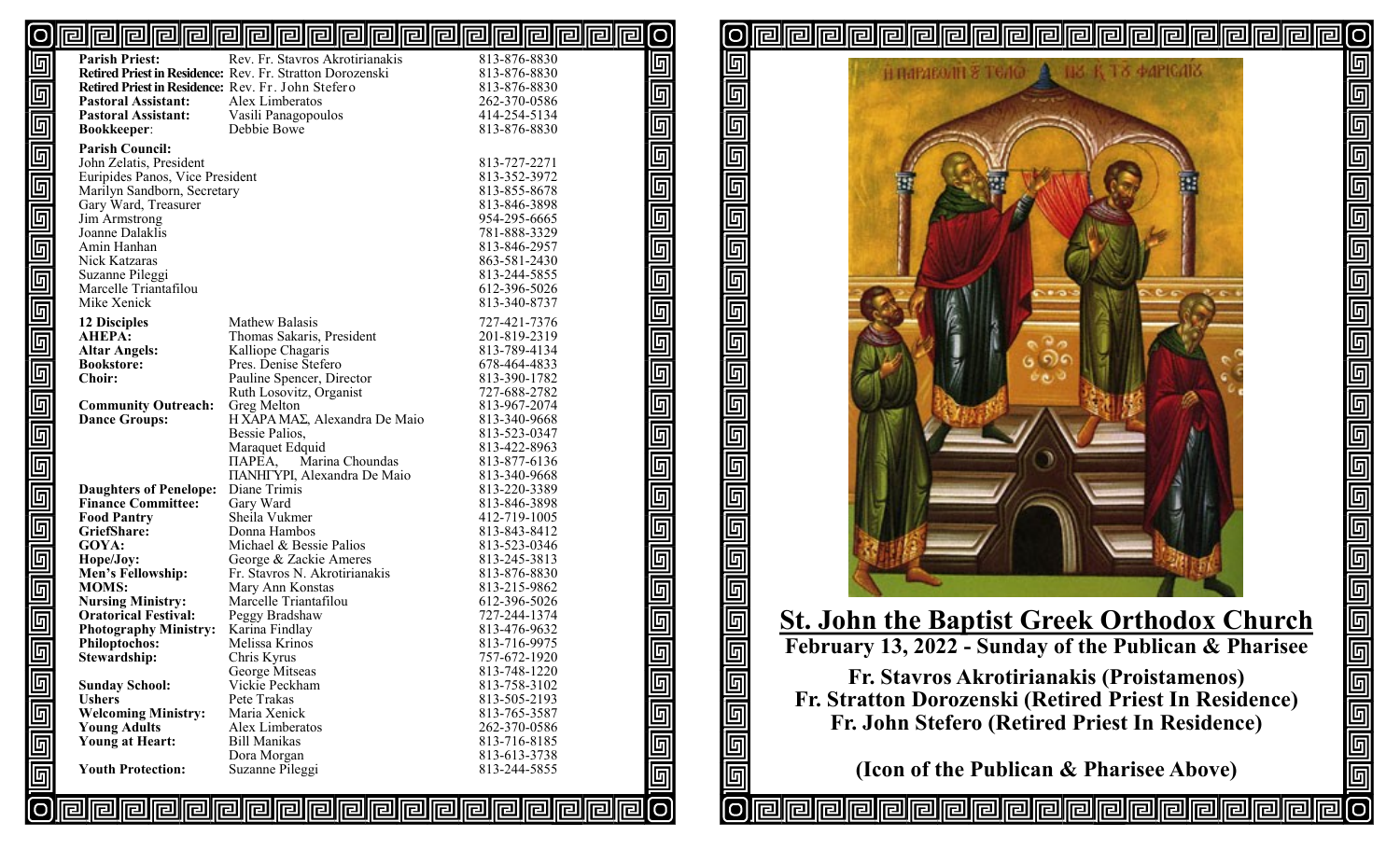| | | |
|---|---|---|
| **Parish Priest:** | Rev. Fr. Stavros Akrotirianakis | 813-876-8830 |
| **Retired Priest in Residence:** | Rev. Fr. Stratton Dorozenski | 813-876-8830 |
| **Retired Priest in Residence:** | Rev. Fr. John Stefero | 813-876-8830 |
| **Pastoral Assistant:** | Alex Limberatos | 262-370-0586 |
| **Pastoral Assistant:** | Vasili Panagopoulos | 414-254-5134 |
| **Bookkeeper:** | Debbie Bowe | 813-876-8830 |

**Parish Council:**

| | |
|---|---|
| John Zelatis, President | 813-727-2271 |
| Euripides Panos, Vice President | 813-352-3972 |
| Marilyn Sandborn, Secretary | 813-855-8678 |
| Gary Ward, Treasurer | 813-846-3898 |
| Jim Armstrong | 954-295-6665 |
| Joanne Dalaklis | 781-888-3329 |
| Amin Hanhan | 813-846-2957 |
| Nick Katzaras | 863-581-2430 |
| Suzanne Pileggi | 813-244-5855 |
| Marcelle Triantafilou | 612-396-5026 |
| Mike Xenick | 813-340-8737 |

| | | |
|---|---|---|
| **12 Disciples** | Mathew Balasis | 727-421-7376 |
| **AHEPA:** | Thomas Sakaris, President | 201-819-2319 |
| **Altar Angels:** | Kalliope Chagaris | 813-789-4134 |
| **Bookstore:** | Pres. Denise Stefero | 678-464-4833 |
| **Choir:** | Pauline Spencer, Director | 813-390-1782 |
| | Ruth Losovitz, Organist | 727-688-2782 |
| **Community Outreach:** | Greg Melton | 813-967-2074 |
| **Dance Groups:** | Η ΧΑΡΑ ΜΑΣ, Alexandra De Maio | 813-340-9668 |
| | Bessie Palios, | 813-523-0347 |
| | Maraquet Edquid | 813-422-8963 |
| | ΠΑΡΕΑ, Marina Choundas | 813-877-6136 |
| | ΠΑΝΗΓΥΡΙ, Alexandra De Maio | 813-340-9668 |
| **Daughters of Penelope:** | Diane Trimis | 813-220-3389 |
| **Finance Committee:** | Gary Ward | 813-846-3898 |
| **Food Pantry** | Sheila Vukmer | 412-719-1005 |
| **GriefShare:** | Donna Hambos | 813-843-8412 |
| **GOYA:** | Michael & Bessie Palios | 813-523-0346 |
| **Hope/Joy:** | George & Zackie Ameres | 813-245-3813 |
| **Men's Fellowship:** | Fr. Stavros N. Akrotirianakis | 813-876-8830 |
| **MOMS:** | Mary Ann Konstas | 813-215-9862 |
| **Nursing Ministry:** | Marcelle Triantafilou | 612-396-5026 |
| **Oratorical Festival:** | Peggy Bradshaw | 727-244-1374 |
| **Photography Ministry:** | Karina Findlay | 813-476-9632 |
| **Philoptochos:** | Melissa Krinos | 813-716-9975 |
| **Stewardship:** | Chris Kyrus | 757-672-1920 |
| | George Mitseas | 813-748-1220 |
| **Sunday School:** | Vickie Peckham | 813-758-3102 |
| **Ushers** | Pete Trakas | 813-505-2193 |
| **Welcoming Ministry:** | Maria Xenick | 813-765-3587 |
| **Young Adults** | Alex Limberatos | 262-370-0586 |
| **Young at Heart:** | Bill Manikas | 813-716-8185 |
| | Dora Morgan | 813-613-3738 |
| **Youth Protection:** | Suzanne Pileggi | 813-244-5855 |

# St. John the Baptist Greek Orthodox Church

## February 13, 2022 - Sunday of the Publican & Pharisee

**Fr. Stavros Akrotirianakis (Proistamenos)**
**Fr. Stratton Dorozenski (Retired Priest In Residence)**
**Fr. John Stefero (Retired Priest In Residence)**

**(Icon of the Publican & Pharisee Above)**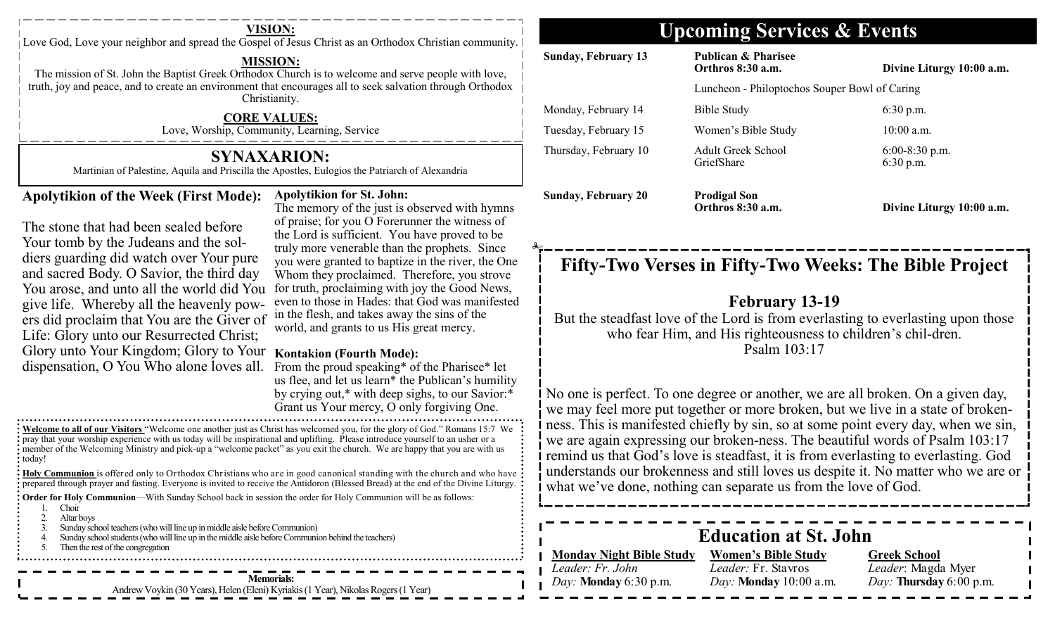**VISION:**

Love God, Love your neighbor and spread the Gospel of Jesus Christ as an Orthodox Christian community.

**MISSION:**

The mission of St. John the Baptist Greek Orthodox Church is to welcome and serve people with love, truth, joy and peace, and to create an environment that encourages all to seek salvation through Orthodox Christianity.

**CORE VALUES:**

Love, Worship, Community, Learning, Service

## SYNAXARION:

Martinian of Palestine, Aquila and Priscilla the Apostles, Eulogios the Patriarch of Alexandria

### Apolytikion of the Week (First Mode):

The stone that had been sealed before Your tomb by the Judeans and the soldiers guarding did watch over Your pure and sacred Body. O Savior, the third day You arose, and unto all the world did You give life. Whereby all the heavenly powers did proclaim that You are the Giver of Life: Glory unto our Resurrected Christ; Glory unto Your Kingdom; Glory to Your dispensation, O You Who alone loves all.

**Apolytikion for St. John:**

The memory of the just is observed with hymns of praise; for you O Forerunner the witness of the Lord is sufficient. You have proved to be truly more venerable than the prophets. Since you were granted to baptize in the river, the One Whom they proclaimed. Therefore, you strove for truth, proclaiming with joy the Good News, even to those in Hades: that God was manifested in the flesh, and takes away the sins of the world, and grants to us His great mercy.

**Kontakion (Fourth Mode):**

From the proud speaking* of the Pharisee* let us flee, and let us learn* the Publican's humility by crying out,* with deep sighs, to our Savior:* Grant us Your mercy, O only forgiving One.

**Welcome to all of our Visitors** "Welcome one another just as Christ has welcomed you, for the glory of God." Romans 15:7 We pray that your worship experience with us today will be inspirational and uplifting. Please introduce yourself to an usher or a member of the Welcoming Ministry and pick-up a "welcome packet" as you exit the church. We are happy that you are with us today!

**Holy Communion** is offered only to Orthodox Christians who are in good canonical standing with the church and who have prepared through prayer and fasting. Everyone is invited to receive the Antidoron (Blessed Bread) at the end of the Divine Liturgy.

**Order for Holy Communion**—With Sunday School back in session the order for Holy Communion will be as follows:

1. Choir
2. Altar boys
3. Sunday school teachers (who will line up in middle aisle before Communion)
4. Sunday school students (who will line up in the middle aisle before Communion behind the teachers)
5. Then the rest of the congregation

**Memorials:**

Andrew Voykin (30 Years), Helen (Eleni) Kyriakis (1 Year), Nikolas Rogers (1 Year)

## Upcoming Services & Events

| | | |
|---|---|---|
| **Sunday, February 13** | **Publican & Pharisee** **Orthros 8:30 a.m.** | **Divine Liturgy 10:00 a.m.** |
| | Luncheon - Philoptochos Souper Bowl of Caring | |
| Monday, February 14 | Bible Study | 6:30 p.m. |
| Tuesday, February 15 | Women's Bible Study | 10:00 a.m. |
| Thursday, February 10 | Adult Greek School<br>GriefShare | 6:00-8:30 p.m.<br>6:30 p.m. |
| **Sunday, February 20** | **Prodigal Son** **Orthros 8:30 a.m.** | **Divine Liturgy 10:00 a.m.** |

## Fifty-Two Verses in Fifty-Two Weeks: The Bible Project

### February 13-19

But the steadfast love of the Lord is from everlasting to everlasting upon those who fear Him, and His righteousness to children's chil-dren.
Psalm 103:17

No one is perfect. To one degree or another, we are all broken. On a given day, we may feel more put together or more broken, but we live in a state of brokenness. This is manifested chiefly by sin, so at some point every day, when we sin, we are again expressing our broken-ness. The beautiful words of Psalm 103:17 remind us that God's love is steadfast, it is from everlasting to everlasting. God understands our brokenness and still loves us despite it. No matter who we are or what we've done, nothing can separate us from the love of God.

## Education at St. John

| **Monday Night Bible Study** | **Women's Bible Study** | **Greek School** |
|---|---|---|
| *Leader:* Fr. John | *Leader:* Fr. Stavros | *Leader*: Magda Myer |
| *Day:* **Monday** 6:30 p.m. | *Day:* **Monday** 10:00 a.m. | *Day:* **Thursday** 6:00 p.m. |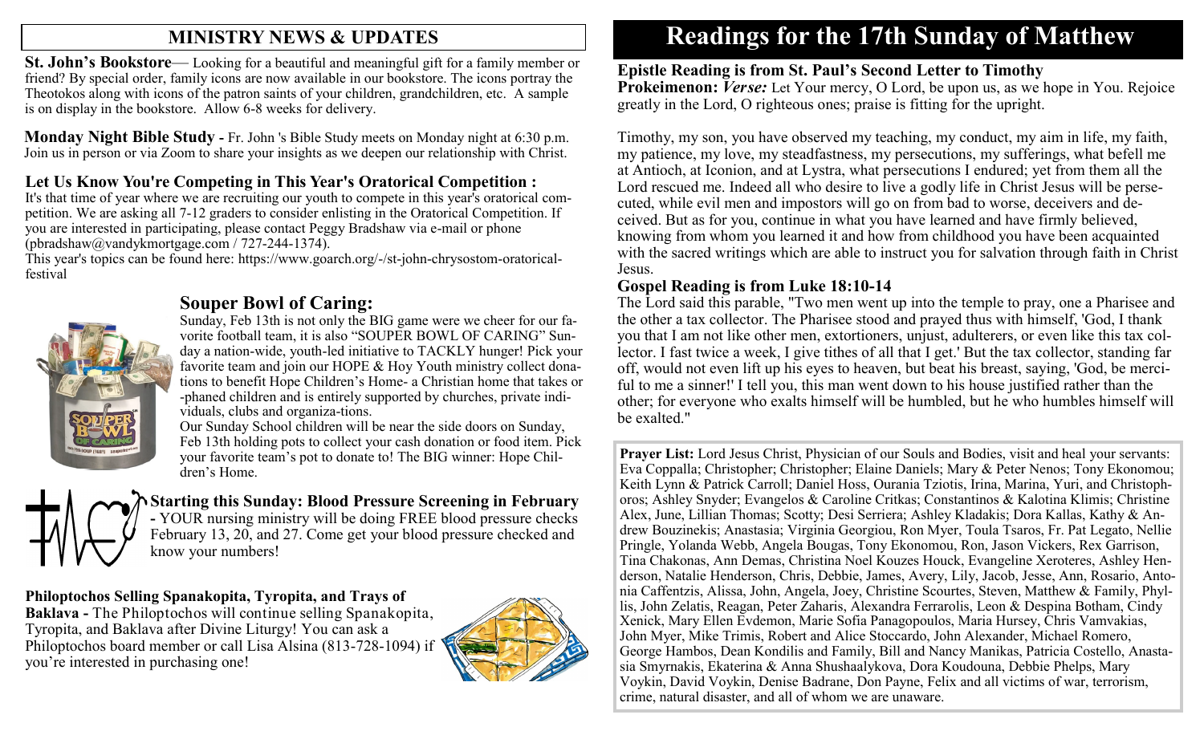## MINISTRY NEWS & UPDATES

**St. John's Bookstore**— Looking for a beautiful and meaningful gift for a family member or friend? By special order, family icons are now available in our bookstore. The icons portray the Theotokos along with icons of the patron saints of your children, grandchildren, etc. A sample is on display in the bookstore. Allow 6-8 weeks for delivery.

**Monday Night Bible Study -** Fr. John 's Bible Study meets on Monday night at 6:30 p.m. Join us in person or via Zoom to share your insights as we deepen our relationship with Christ.

### Let Us Know You're Competing in This Year's Oratorical Competition :

It's that time of year where we are recruiting our youth to compete in this year's oratorical competition. We are asking all 7-12 graders to consider enlisting in the Oratorical Competition. If you are interested in participating, please contact Peggy Bradshaw via e-mail or phone (pbradshaw@vandykmortgage.com / 727-244-1374).

This year's topics can be found here: https://www.goarch.org/-/st-john-chrysostom-oratorical-festival

### Souper Bowl of Caring:

Sunday, Feb 13th is not only the BIG game were we cheer for our favorite football team, it is also "SOUPER BOWL OF CARING" Sunday a nation-wide, youth-led initiative to TACKLY hunger! Pick your favorite team and join our HOPE & Hoy Youth ministry collect donations to benefit Hope Children's Home- a Christian home that takes orphaned children and is entirely supported by churches, private individuals, clubs and organiza-tions.

Our Sunday School children will be near the side doors on Sunday, Feb 13th holding pots to collect your cash donation or food item. Pick your favorite team's pot to donate to! The BIG winner: Hope Children's Home.

**Starting this Sunday: Blood Pressure Screening in February -** YOUR nursing ministry will be doing FREE blood pressure checks February 13, 20, and 27. Come get your blood pressure checked and know your numbers!

**Philoptochos Selling Spanakopita, Tyropita, and Trays of Baklava -** The Philoptochos will continue selling Spanakopita, Tyropita, and Baklava after Divine Liturgy! You can ask a Philoptochos board member or call Lisa Alsina (813-728-1094) if you're interested in purchasing one!

# Readings for the 17th Sunday of Matthew

### Epistle Reading is from St. Paul's Second Letter to Timothy

**Prokeimenon:** ***Verse:*** Let Your mercy, O Lord, be upon us, as we hope in You. Rejoice greatly in the Lord, O righteous ones; praise is fitting for the upright.

Timothy, my son, you have observed my teaching, my conduct, my aim in life, my faith, my patience, my love, my steadfastness, my persecutions, my sufferings, what befell me at Antioch, at Iconion, and at Lystra, what persecutions I endured; yet from them all the Lord rescued me. Indeed all who desire to live a godly life in Christ Jesus will be persecuted, while evil men and impostors will go on from bad to worse, deceivers and deceived. But as for you, continue in what you have learned and have firmly believed, knowing from whom you learned it and how from childhood you have been acquainted with the sacred writings which are able to instruct you for salvation through faith in Christ Jesus.

### Gospel Reading is from Luke 18:10-14

The Lord said this parable, "Two men went up into the temple to pray, one a Pharisee and the other a tax collector. The Pharisee stood and prayed thus with himself, 'God, I thank you that I am not like other men, extortioners, unjust, adulterers, or even like this tax collector. I fast twice a week, I give tithes of all that I get.' But the tax collector, standing far off, would not even lift up his eyes to heaven, but beat his breast, saying, 'God, be merciful to me a sinner!' I tell you, this man went down to his house justified rather than the other; for everyone who exalts himself will be humbled, but he who humbles himself will be exalted."

**Prayer List:** Lord Jesus Christ, Physician of our Souls and Bodies, visit and heal your servants: Eva Coppalla; Christopher; Christopher; Elaine Daniels; Mary & Peter Nenos; Tony Ekonomou; Keith Lynn & Patrick Carroll; Daniel Hoss, Ourania Tziotis, Irina, Marina, Yuri, and Christophoros; Ashley Snyder; Evangelos & Caroline Critkas; Constantinos & Kalotina Klimis; Christine Alex, June, Lillian Thomas; Scotty; Desi Serriera; Ashley Kladakis; Dora Kallas, Kathy & Andrew Bouzinekis; Anastasia; Virginia Georgiou, Ron Myer, Toula Tsaros, Fr. Pat Legato, Nellie Pringle, Yolanda Webb, Angela Bougas, Tony Ekonomou, Ron, Jason Vickers, Rex Garrison, Tina Chakonas, Ann Demas, Christina Noel Kouzes Houck, Evangeline Xeroteres, Ashley Henderson, Natalie Henderson, Chris, Debbie, James, Avery, Lily, Jacob, Jesse, Ann, Rosario, Antonia Caffentzis, Alissa, John, Angela, Joey, Christine Scourtes, Steven, Matthew & Family, Phyllis, John Zelatis, Reagan, Peter Zaharis, Alexandra Ferrarolis, Leon & Despina Botham, Cindy Xenick, Mary Ellen Evdemon, Marie Sofia Panagopoulos, Maria Hursey, Chris Vamvakias, John Myer, Mike Trimis, Robert and Alice Stoccardo, John Alexander, Michael Romero, George Hambos, Dean Kondilis and Family, Bill and Nancy Manikas, Patricia Costello, Anastasia Smyrnakis, Ekaterina & Anna Shushaalykova, Dora Koudouna, Debbie Phelps, Mary Voykin, David Voykin, Denise Badrane, Don Payne, Felix and all victims of war, terrorism, crime, natural disaster, and all of whom we are unaware.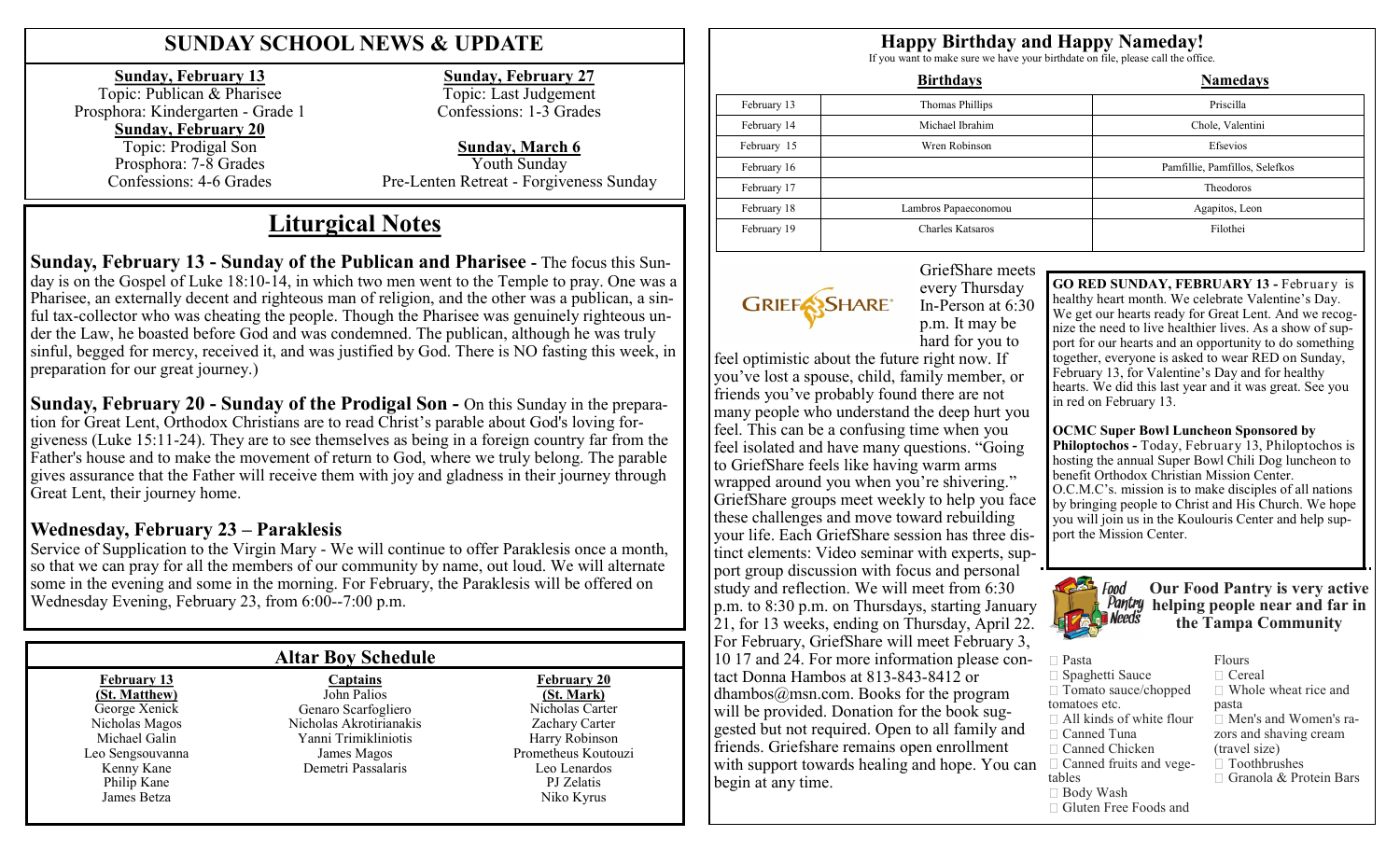## SUNDAY SCHOOL NEWS & UPDATE

**Sunday, February 13**
Topic: Publican & Pharisee
Prosphora: Kindergarten - Grade 1

**Sunday, February 20**
Topic: Prodigal Son
Prosphora: 7-8 Grades
Confessions: 4-6 Grades

**Sunday, February 27**
Topic: Last Judgement
Confessions: 1-3 Grades

**Sunday, March 6**
Youth Sunday
Pre-Lenten Retreat - Forgiveness Sunday

## Liturgical Notes

**Sunday, February 13 - Sunday of the Publican and Pharisee -** The focus this Sunday is on the Gospel of Luke 18:10-14, in which two men went to the Temple to pray. One was a Pharisee, an externally decent and righteous man of religion, and the other was a publican, a sinful tax-collector who was cheating the people. Though the Pharisee was genuinely righteous under the Law, he boasted before God and was condemned. The publican, although he was truly sinful, begged for mercy, received it, and was justified by God. There is NO fasting this week, in preparation for our great journey.)

**Sunday, February 20 - Sunday of the Prodigal Son -** On this Sunday in the preparation for Great Lent, Orthodox Christians are to read Christ's parable about God's loving forgiveness (Luke 15:11-24). They are to see themselves as being in a foreign country far from the Father's house and to make the movement of return to God, where we truly belong. The parable gives assurance that the Father will receive them with joy and gladness in their journey through Great Lent, their journey home.

### Wednesday, February 23 – Paraklesis

Service of Supplication to the Virgin Mary - We will continue to offer Paraklesis once a month, so that we can pray for all the members of our community by name, out loud. We will alternate some in the evening and some in the morning. For February, the Paraklesis will be offered on Wednesday Evening, February 23, from 6:00--7:00 p.m.

## Altar Boy Schedule

| February 13 (St. Matthew) | Captains | February 20 (St. Mark) |
|---|---|---|
| George Xenick | John Palios | Nicholas Carter |
| Nicholas Magos | Genaro Scarfogliero | Zachary Carter |
| Michael Galin | Nicholas Akrotirianakis | Harry Robinson |
| Leo Sengsouvanna | Yanni Trimikliniotis | Prometheus Koutouzi |
| Kenny Kane | James Magos | Leo Lenardos |
| Philip Kane | Demetri Passalaris | PJ Zelatis |
| James Betza | | Niko Kyrus |

## Happy Birthday and Happy Nameday!

If you want to make sure we have your birthdate on file, please call the office.

| | Birthdays | Namedays |
|---|---|---|
| February 13 | Thomas Phillips | Priscilla |
| February 14 | Michael Ibrahim | Chole, Valentini |
| February 15 | Wren Robinson | Efsevios |
| February 16 | | Pamfillie, Pamfillos, Selefkos |
| February 17 | | Theodoros |
| February 18 | Lambros Papaeconomou | Agapitos, Leon |
| February 19 | Charles Katsaros | Filothei |

GriefShare meets every Thursday In-Person at 6:30 p.m. It may be hard for you to feel optimistic about the future right now. If you've lost a spouse, child, family member, or friends you've probably found there are not many people who understand the deep hurt you feel. This can be a confusing time when you feel isolated and have many questions. "Going to GriefShare feels like having warm arms wrapped around you when you're shivering." GriefShare groups meet weekly to help you face these challenges and move toward rebuilding your life. Each GriefShare session has three distinct elements: Video seminar with experts, support group discussion with focus and personal study and reflection. We will meet from 6:30 p.m. to 8:30 p.m. on Thursdays, starting January 21, for 13 weeks, ending on Thursday, April 22. For February, GriefShare will meet February 3, 10 17 and 24. For more information please contact Donna Hambos at 813-843-8412 or dhambos@msn.com. Books for the program will be provided. Donation for the book suggested but not required. Open to all family and friends. Griefshare remains open enrollment with support towards healing and hope. You can begin at any time.

**GO RED SUNDAY, FEBRUARY 13 -** February is healthy heart month. We celebrate Valentine's Day. We get our hearts ready for Great Lent. And we recognize the need to live healthier lives. As a show of support for our hearts and an opportunity to do something together, everyone is asked to wear RED on Sunday, February 13, for Valentine's Day and for healthy hearts. We did this last year and it was great. See you in red on February 13.

**OCMC Super Bowl Luncheon Sponsored by Philoptochos -** Today, February 13, Philoptochos is hosting the annual Super Bowl Chili Dog luncheon to benefit Orthodox Christian Mission Center. O.C.M.C.'s. mission is to make disciples of all nations by bringing people to Christ and His Church. We hope you will join us in the Koulouris Center and help support the Mission Center.

**Our Food Pantry is very active helping people near and far in the Tampa Community**

- Pasta
- Spaghetti Sauce
- Tomato sauce/chopped tomatoes etc.
- All kinds of white flour
- Canned Tuna
- Canned Chicken
- Canned fruits and vegetables
- Body Wash
- Gluten Free Foods and Flours
- Cereal
- Whole wheat rice and pasta
- Men's and Women's razors and shaving cream (travel size)
- Toothbrushes
- Granola & Protein Bars